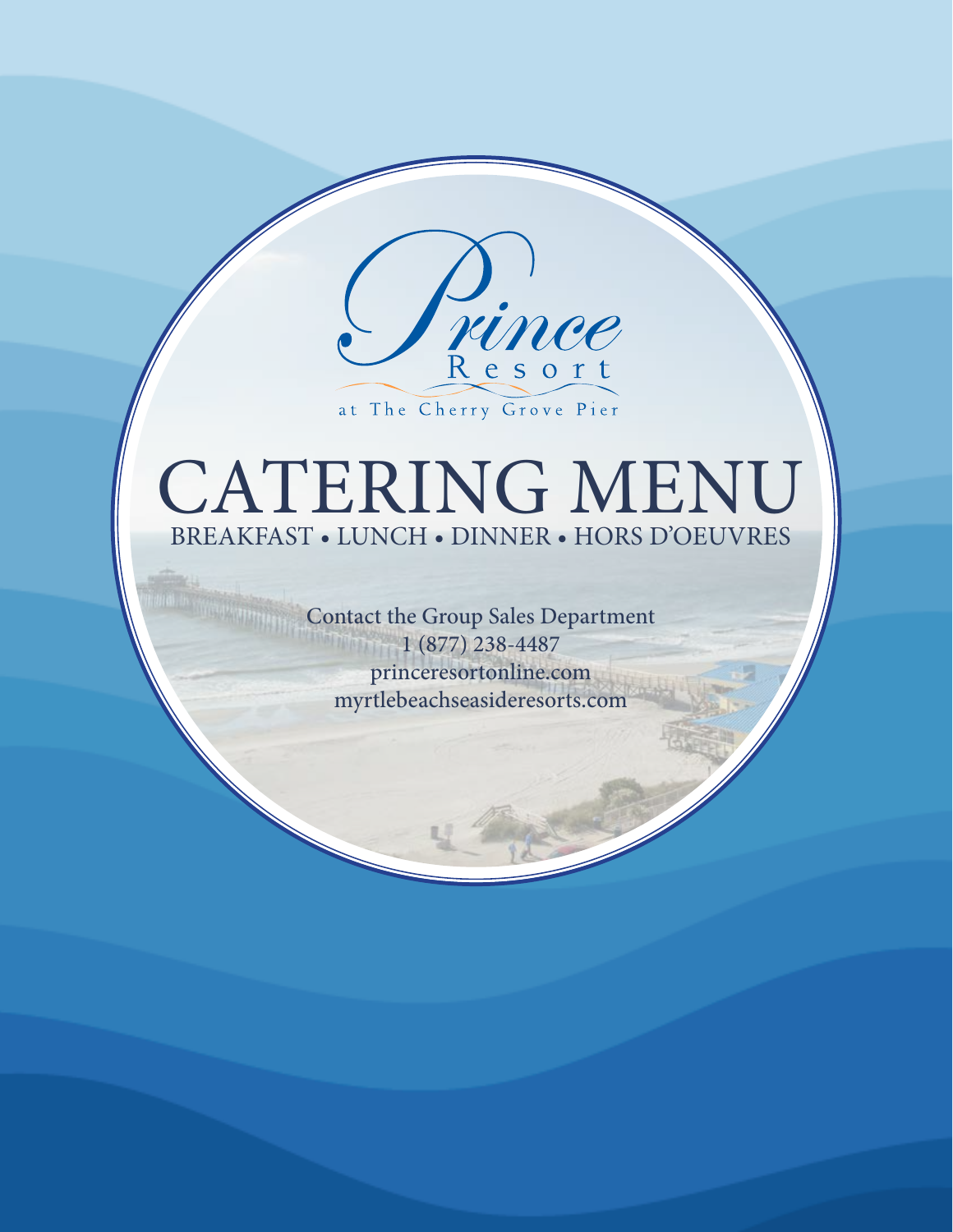Prince
Resort
at The Cherry Grove Pier

# CATERING MENU

BREAKFAST • LUNCH • DINNER • HORS D'OEUVRES

Contact the Group Sales Department
1 (877) 238-4487
princeresortonline.com
myrtlebeachseasideresorts.com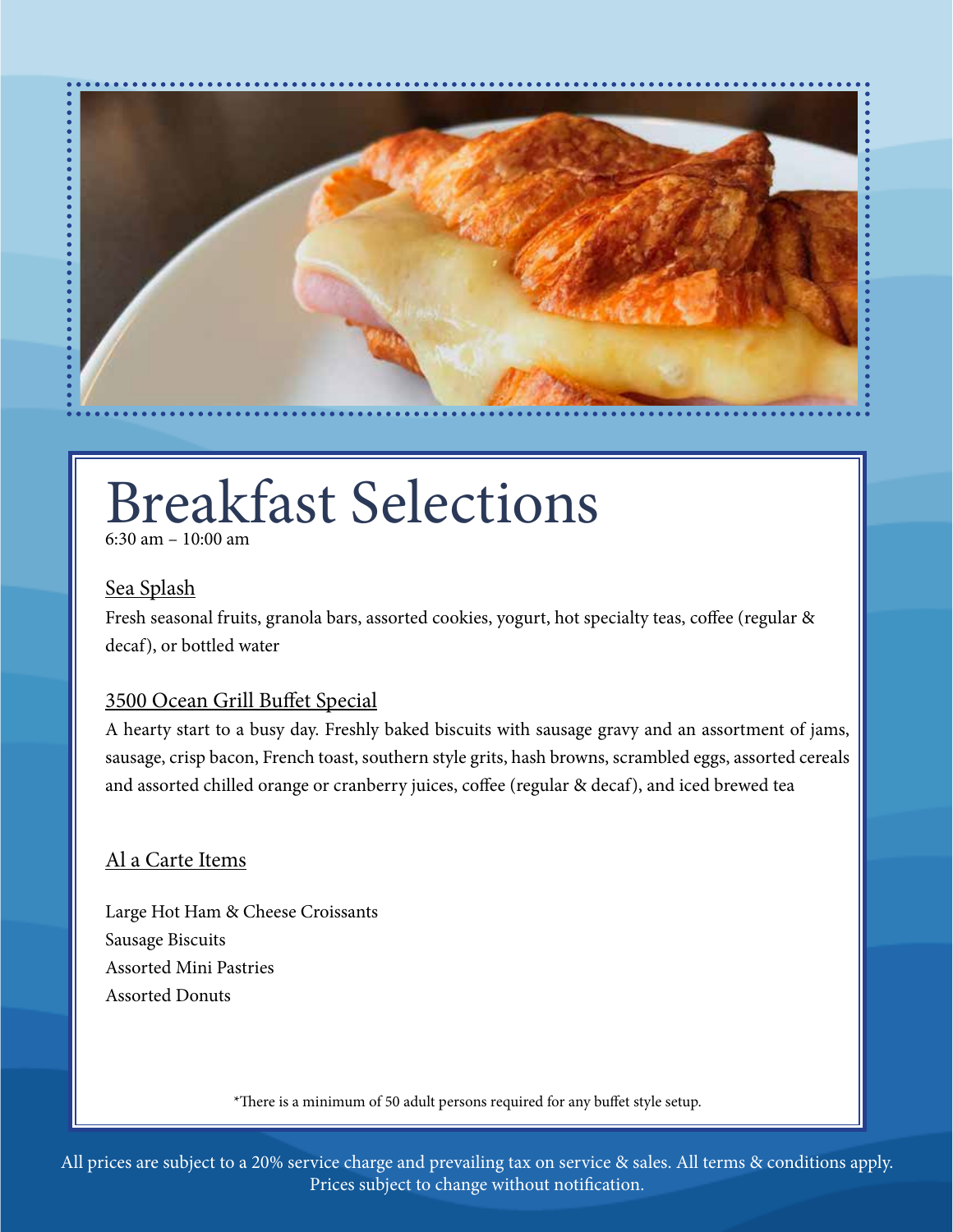# Breakfast Selections

6:30 am – 10:00 am

## Sea Splash

Fresh seasonal fruits, granola bars, assorted cookies, yogurt, hot specialty teas, coffee (regular & decaf), or bottled water

## 3500 Ocean Grill Buffet Special

A hearty start to a busy day. Freshly baked biscuits with sausage gravy and an assortment of jams, sausage, crisp bacon, French toast, southern style grits, hash browns, scrambled eggs, assorted cereals and assorted chilled orange or cranberry juices, coffee (regular & decaf), and iced brewed tea

## Al a Carte Items

Large Hot Ham & Cheese Croissants
Sausage Biscuits
Assorted Mini Pastries
Assorted Donuts

*There is a minimum of 50 adult persons required for any buffet style setup.

All prices are subject to a 20% service charge and prevailing tax on service & sales. All terms & conditions apply. Prices subject to change without notification.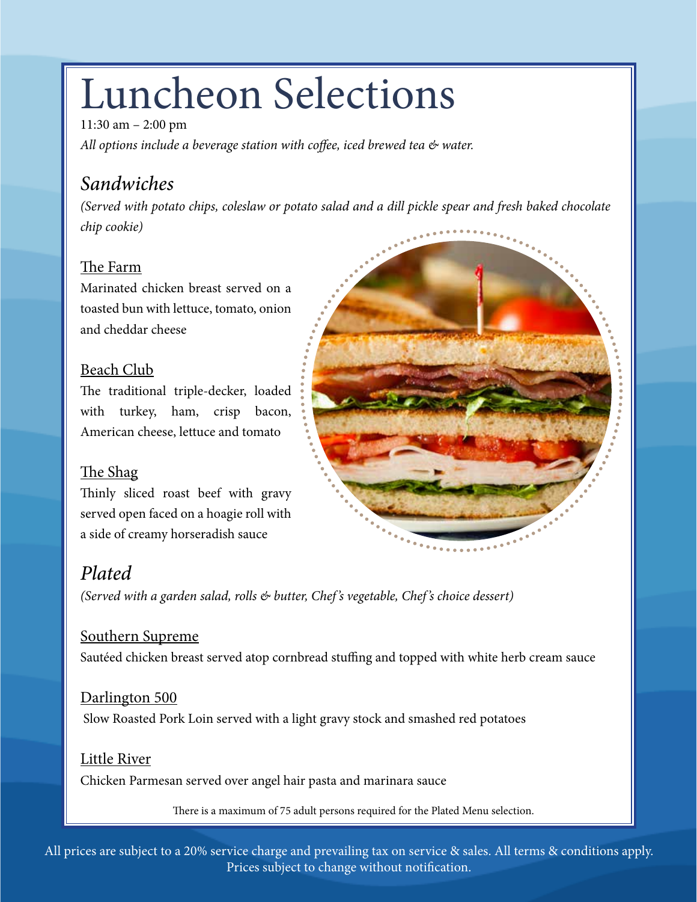# Luncheon Selections

11:30 am – 2:00 pm

*All options include a beverage station with coffee, iced brewed tea & water.*

## *Sandwiches*

*(Served with potato chips, coleslaw or potato salad and a dill pickle spear and fresh baked chocolate chip cookie)*

<u>The Farm</u>
Marinated chicken breast served on a toasted bun with lettuce, tomato, onion and cheddar cheese

<u>Beach Club</u>
The traditional triple-decker, loaded with turkey, ham, crisp bacon, American cheese, lettuce and tomato

<u>The Shag</u>
Thinly sliced roast beef with gravy served open faced on a hoagie roll with a side of creamy horseradish sauce

## *Plated*

*(Served with a garden salad, rolls & butter, Chef's vegetable, Chef's choice dessert)*

<u>Southern Supreme</u>
Sautéed chicken breast served atop cornbread stuffing and topped with white herb cream sauce

<u>Darlington 500</u>
Slow Roasted Pork Loin served with a light gravy stock and smashed red potatoes

<u>Little River</u>
Chicken Parmesan served over angel hair pasta and marinara sauce

There is a maximum of 75 adult persons required for the Plated Menu selection.

All prices are subject to a 20% service charge and prevailing tax on service & sales. All terms & conditions apply. Prices subject to change without notification.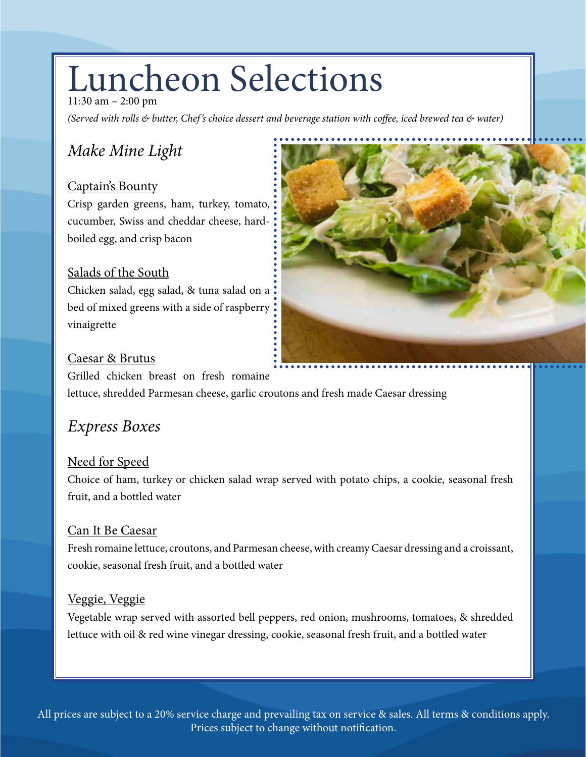# Luncheon Selections

11:30 am – 2:00 pm

*(Served with rolls & butter, Chef's choice dessert and beverage station with coffee, iced brewed tea & water)*

## *Make Mine Light*

### Captain's Bounty

Crisp garden greens, ham, turkey, tomato, cucumber, Swiss and cheddar cheese, hard-boiled egg, and crisp bacon

### Salads of the South

Chicken salad, egg salad, & tuna salad on a bed of mixed greens with a side of raspberry vinaigrette

### Caesar & Brutus

Grilled chicken breast on fresh romaine lettuce, shredded Parmesan cheese, garlic croutons and fresh made Caesar dressing

## *Express Boxes*

### Need for Speed

Choice of ham, turkey or chicken salad wrap served with potato chips, a cookie, seasonal fresh fruit, and a bottled water

### Can It Be Caesar

Fresh romaine lettuce, croutons, and Parmesan cheese, with creamy Caesar dressing and a croissant, cookie, seasonal fresh fruit, and a bottled water

### Veggie, Veggie

Vegetable wrap served with assorted bell peppers, red onion, mushrooms, tomatoes, & shredded lettuce with oil & red wine vinegar dressing, cookie, seasonal fresh fruit, and a bottled water

All prices are subject to a 20% service charge and prevailing tax on service & sales. All terms & conditions apply. Prices subject to change without notification.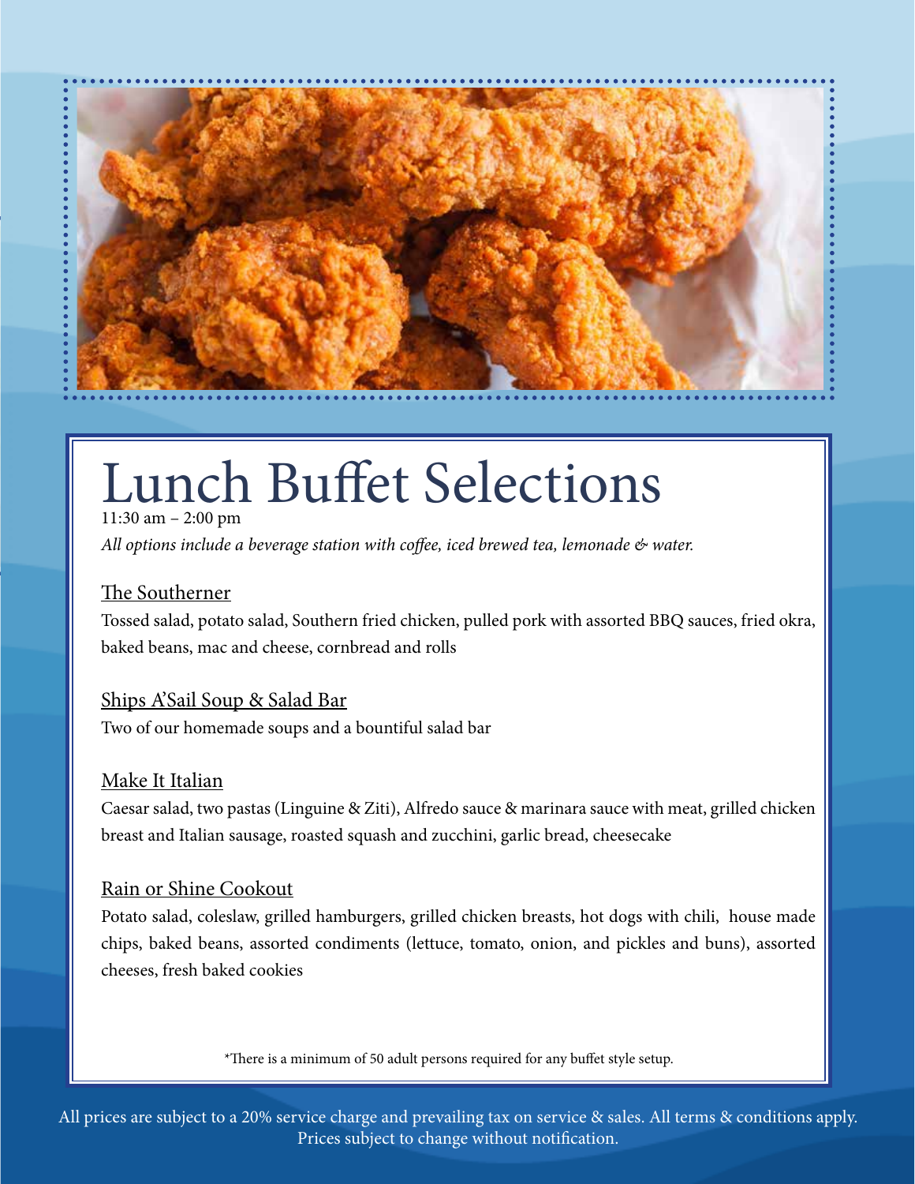# Lunch Buffet Selections

11:30 am – 2:00 pm

*All options include a beverage station with coffee, iced brewed tea, lemonade & water.*

## The Southerner

Tossed salad, potato salad, Southern fried chicken, pulled pork with assorted BBQ sauces, fried okra, baked beans, mac and cheese, cornbread and rolls

## Ships A'Sail Soup & Salad Bar

Two of our homemade soups and a bountiful salad bar

## Make It Italian

Caesar salad, two pastas (Linguine & Ziti), Alfredo sauce & marinara sauce with meat, grilled chicken breast and Italian sausage, roasted squash and zucchini, garlic bread, cheesecake

## Rain or Shine Cookout

Potato salad, coleslaw, grilled hamburgers, grilled chicken breasts, hot dogs with chili, house made chips, baked beans, assorted condiments (lettuce, tomato, onion, and pickles and buns), assorted cheeses, fresh baked cookies

*There is a minimum of 50 adult persons required for any buffet style setup.

All prices are subject to a 20% service charge and prevailing tax on service & sales. All terms & conditions apply. Prices subject to change without notification.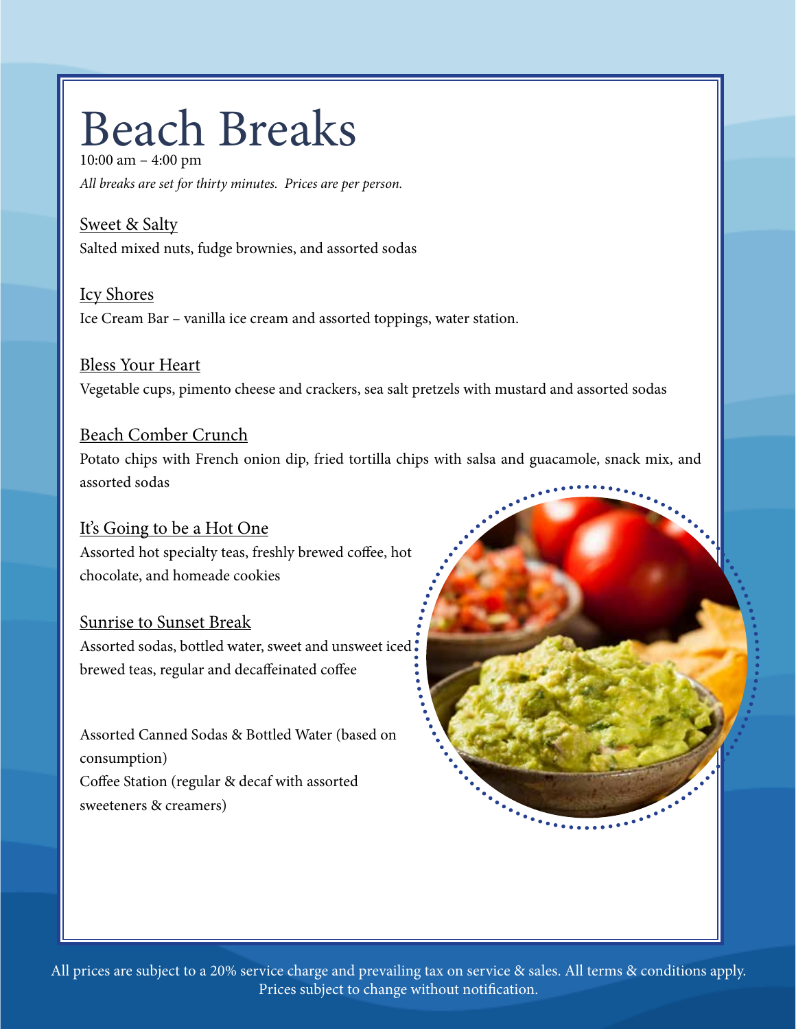# Beach Breaks

10:00 am – 4:00 pm

*All breaks are set for thirty minutes. Prices are per person.*

Sweet & Salty

Salted mixed nuts, fudge brownies, and assorted sodas

Icy Shores

Ice Cream Bar – vanilla ice cream and assorted toppings, water station.

Bless Your Heart

Vegetable cups, pimento cheese and crackers, sea salt pretzels with mustard and assorted sodas

Beach Comber Crunch

Potato chips with French onion dip, fried tortilla chips with salsa and guacamole, snack mix, and assorted sodas

It's Going to be a Hot One

Assorted hot specialty teas, freshly brewed coffee, hot chocolate, and homeade cookies

Sunrise to Sunset Break

Assorted sodas, bottled water, sweet and unsweet iced brewed teas, regular and decaffeinated coffee

Assorted Canned Sodas & Bottled Water (based on consumption)

Coffee Station (regular & decaf with assorted sweeteners & creamers)

All prices are subject to a 20% service charge and prevailing tax on service & sales. All terms & conditions apply. Prices subject to change without notification.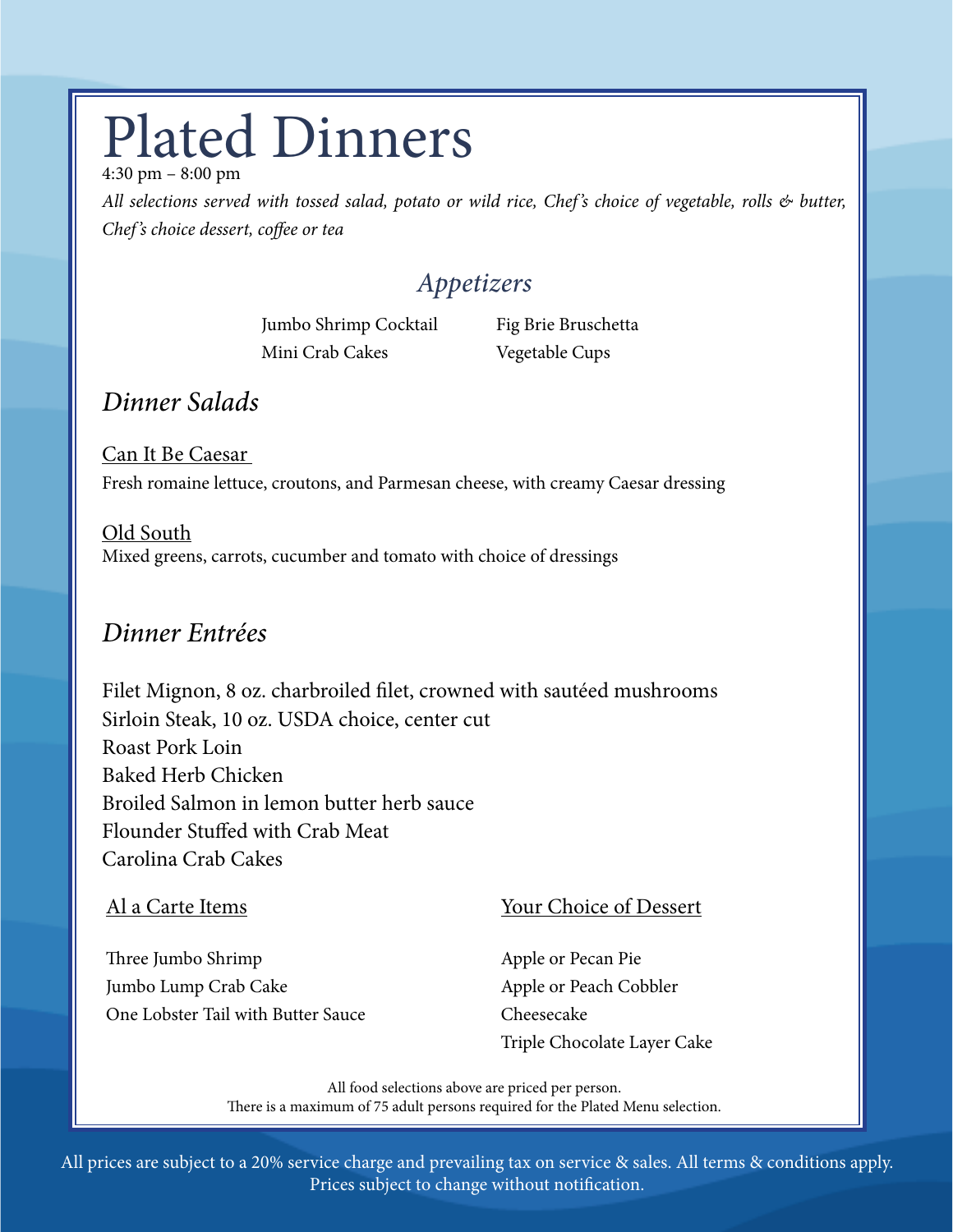# Plated Dinners

4:30 pm – 8:00 pm

*All selections served with tossed salad, potato or wild rice, Chef's choice of vegetable, rolls & butter, Chef's choice dessert, coffee or tea*

## *Appetizers*

Jumbo Shrimp Cocktail

Mini Crab Cakes

Fig Brie Bruschetta

Vegetable Cups

## *Dinner Salads*

Can It Be Caesar

Fresh romaine lettuce, croutons, and Parmesan cheese, with creamy Caesar dressing

Old South

Mixed greens, carrots, cucumber and tomato with choice of dressings

## *Dinner Entrées*

Filet Mignon, 8 oz. charbroiled filet, crowned with sautéed mushrooms
Sirloin Steak, 10 oz. USDA choice, center cut
Roast Pork Loin
Baked Herb Chicken
Broiled Salmon in lemon butter herb sauce
Flounder Stuffed with Crab Meat
Carolina Crab Cakes

### Al a Carte Items

Three Jumbo Shrimp
Jumbo Lump Crab Cake
One Lobster Tail with Butter Sauce

### Your Choice of Dessert

Apple or Pecan Pie
Apple or Peach Cobbler
Cheesecake
Triple Chocolate Layer Cake

All food selections above are priced per person.
There is a maximum of 75 adult persons required for the Plated Menu selection.

All prices are subject to a 20% service charge and prevailing tax on service & sales. All terms & conditions apply.
Prices subject to change without notification.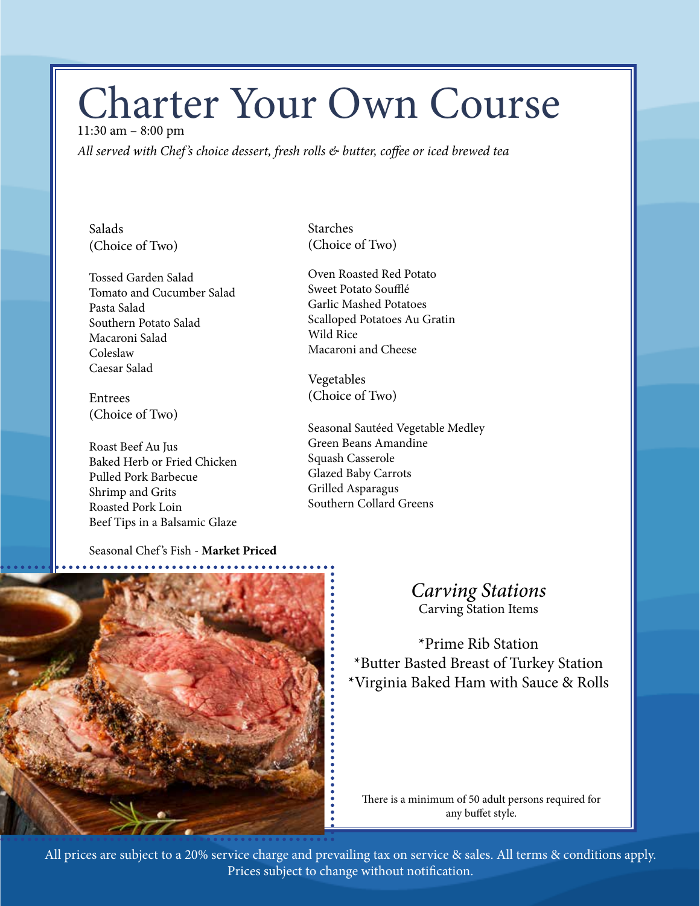# Charter Your Own Course

11:30 am – 8:00 pm

*All served with Chef's choice dessert, fresh rolls & butter, coffee or iced brewed tea*

Salads
(Choice of Two)

Tossed Garden Salad
Tomato and Cucumber Salad
Pasta Salad
Southern Potato Salad
Macaroni Salad
Coleslaw
Caesar Salad

Entrees
(Choice of Two)

Roast Beef Au Jus
Baked Herb or Fried Chicken
Pulled Pork Barbecue
Shrimp and Grits
Roasted Pork Loin
Beef Tips in a Balsamic Glaze

Seasonal Chef's Fish - **Market Priced**

Starches
(Choice of Two)

Oven Roasted Red Potato
Sweet Potato Soufflé
Garlic Mashed Potatoes
Scalloped Potatoes Au Gratin
Wild Rice
Macaroni and Cheese

Vegetables
(Choice of Two)

Seasonal Sautéed Vegetable Medley
Green Beans Amandine
Squash Casserole
Glazed Baby Carrots
Grilled Asparagus
Southern Collard Greens

## *Carving Stations*

Carving Station Items

*Prime Rib Station
*Butter Basted Breast of Turkey Station
*Virginia Baked Ham with Sauce & Rolls

There is a minimum of 50 adult persons required for any buffet style.

All prices are subject to a 20% service charge and prevailing tax on service & sales. All terms & conditions apply. Prices subject to change without notification.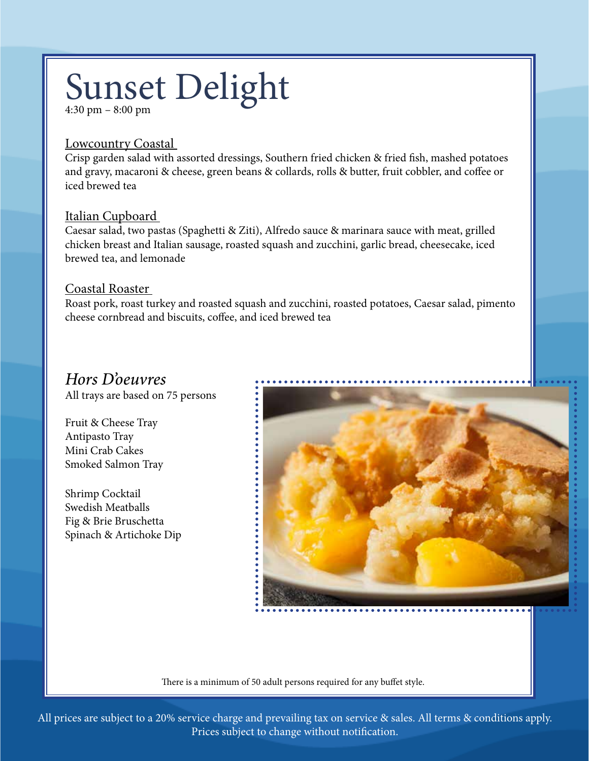# Sunset Delight

4:30 pm – 8:00 pm

<u>Lowcountry Coastal</u>

Crisp garden salad with assorted dressings, Southern fried chicken & fried fish, mashed potatoes and gravy, macaroni & cheese, green beans & collards, rolls & butter, fruit cobbler, and coffee or iced brewed tea

<u>Italian Cupboard</u>

Caesar salad, two pastas (Spaghetti & Ziti), Alfredo sauce & marinara sauce with meat, grilled chicken breast and Italian sausage, roasted squash and zucchini, garlic bread, cheesecake, iced brewed tea, and lemonade

<u>Coastal Roaster</u>

Roast pork, roast turkey and roasted squash and zucchini, roasted potatoes, Caesar salad, pimento cheese cornbread and biscuits, coffee, and iced brewed tea

## *Hors D'oeuvres*

All trays are based on 75 persons

Fruit & Cheese Tray
Antipasto Tray
Mini Crab Cakes
Smoked Salmon Tray

Shrimp Cocktail
Swedish Meatballs
Fig & Brie Bruschetta
Spinach & Artichoke Dip

There is a minimum of 50 adult persons required for any buffet style.

All prices are subject to a 20% service charge and prevailing tax on service & sales. All terms & conditions apply. Prices subject to change without notification.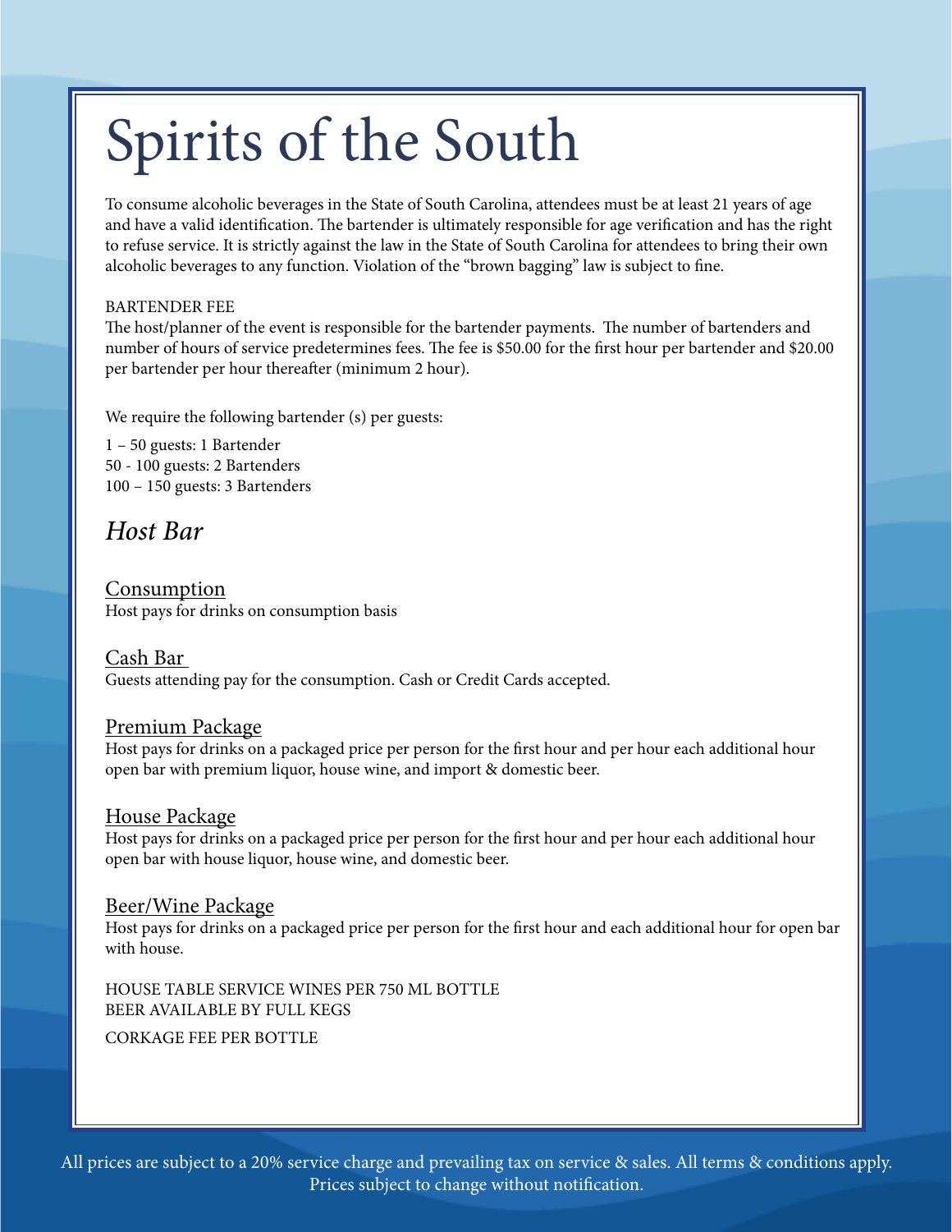# Spirits of the South

To consume alcoholic beverages in the State of South Carolina, attendees must be at least 21 years of age and have a valid identification. The bartender is ultimately responsible for age verification and has the right to refuse service. It is strictly against the law in the State of South Carolina for attendees to bring their own alcoholic beverages to any function. Violation of the "brown bagging" law is subject to fine.

BARTENDER FEE

The host/planner of the event is responsible for the bartender payments. The number of bartenders and number of hours of service predetermines fees. The fee is $50.00 for the first hour per bartender and $20.00 per bartender per hour thereafter (minimum 2 hour).

We require the following bartender (s) per guests:

1 – 50 guests: 1 Bartender
50 - 100 guests: 2 Bartenders
100 – 150 guests: 3 Bartenders

## *Host Bar*

<u>Consumption</u>
Host pays for drinks on consumption basis

<u>Cash Bar</u>
Guests attending pay for the consumption. Cash or Credit Cards accepted.

<u>Premium Package</u>
Host pays for drinks on a packaged price per person for the first hour and per hour each additional hour open bar with premium liquor, house wine, and import & domestic beer.

<u>House Package</u>
Host pays for drinks on a packaged price per person for the first hour and per hour each additional hour open bar with house liquor, house wine, and domestic beer.

<u>Beer/Wine Package</u>
Host pays for drinks on a packaged price per person for the first hour and each additional hour for open bar with house.

HOUSE TABLE SERVICE WINES PER 750 ML BOTTLE
BEER AVAILABLE BY FULL KEGS

CORKAGE FEE PER BOTTLE

All prices are subject to a 20% service charge and prevailing tax on service & sales. All terms & conditions apply. Prices subject to change without notification.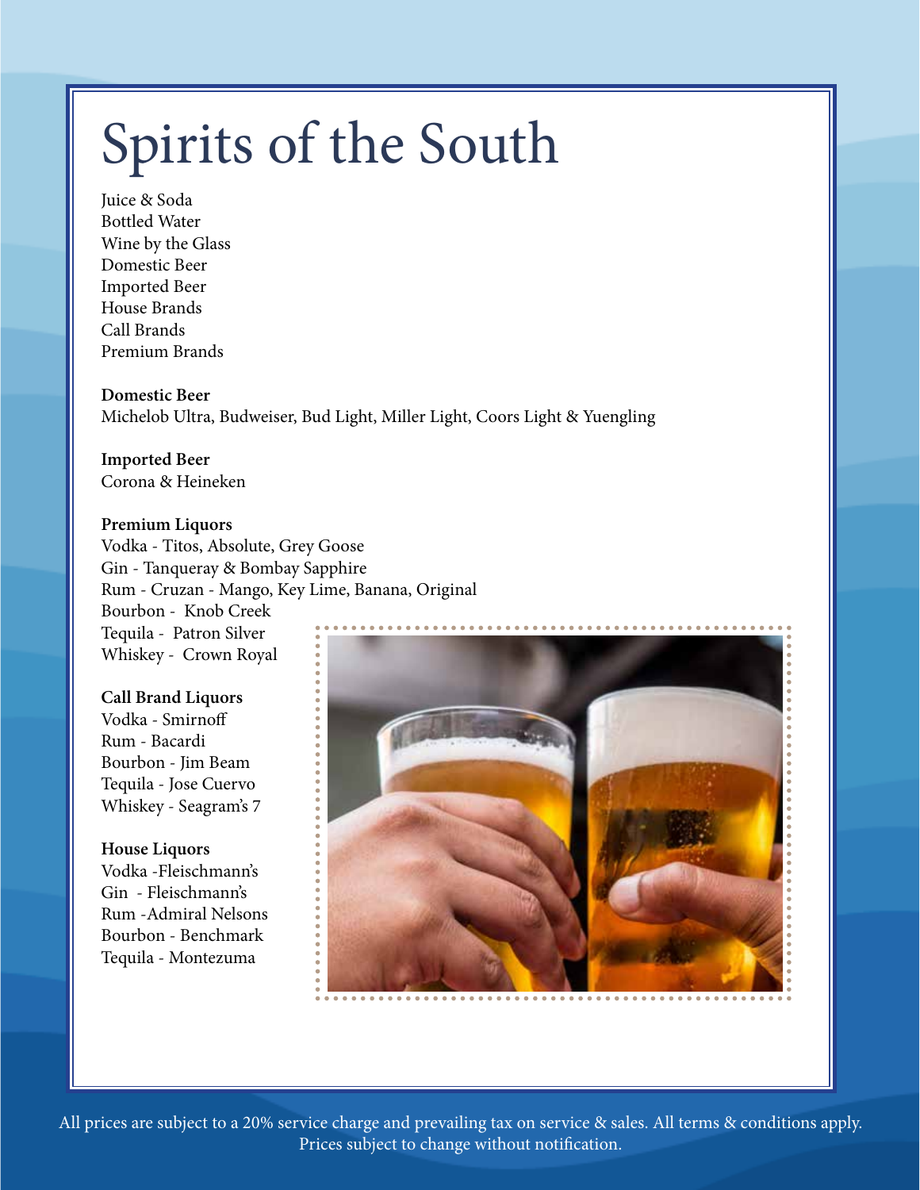# Spirits of the South

Juice & Soda
Bottled Water
Wine by the Glass
Domestic Beer
Imported Beer
House Brands
Call Brands
Premium Brands

**Domestic Beer**
Michelob Ultra, Budweiser, Bud Light, Miller Light, Coors Light & Yuengling

**Imported Beer**
Corona & Heineken

**Premium Liquors**
Vodka - Titos, Absolute, Grey Goose
Gin - Tanqueray & Bombay Sapphire
Rum - Cruzan - Mango, Key Lime, Banana, Original
Bourbon - Knob Creek
Tequila - Patron Silver
Whiskey - Crown Royal

**Call Brand Liquors**
Vodka - Smirnoff
Rum - Bacardi
Bourbon - Jim Beam
Tequila - Jose Cuervo
Whiskey - Seagram's 7

**House Liquors**
Vodka -Fleischmann's
Gin - Fleischmann's
Rum -Admiral Nelsons
Bourbon - Benchmark
Tequila - Montezuma

All prices are subject to a 20% service charge and prevailing tax on service & sales. All terms & conditions apply. Prices subject to change without notification.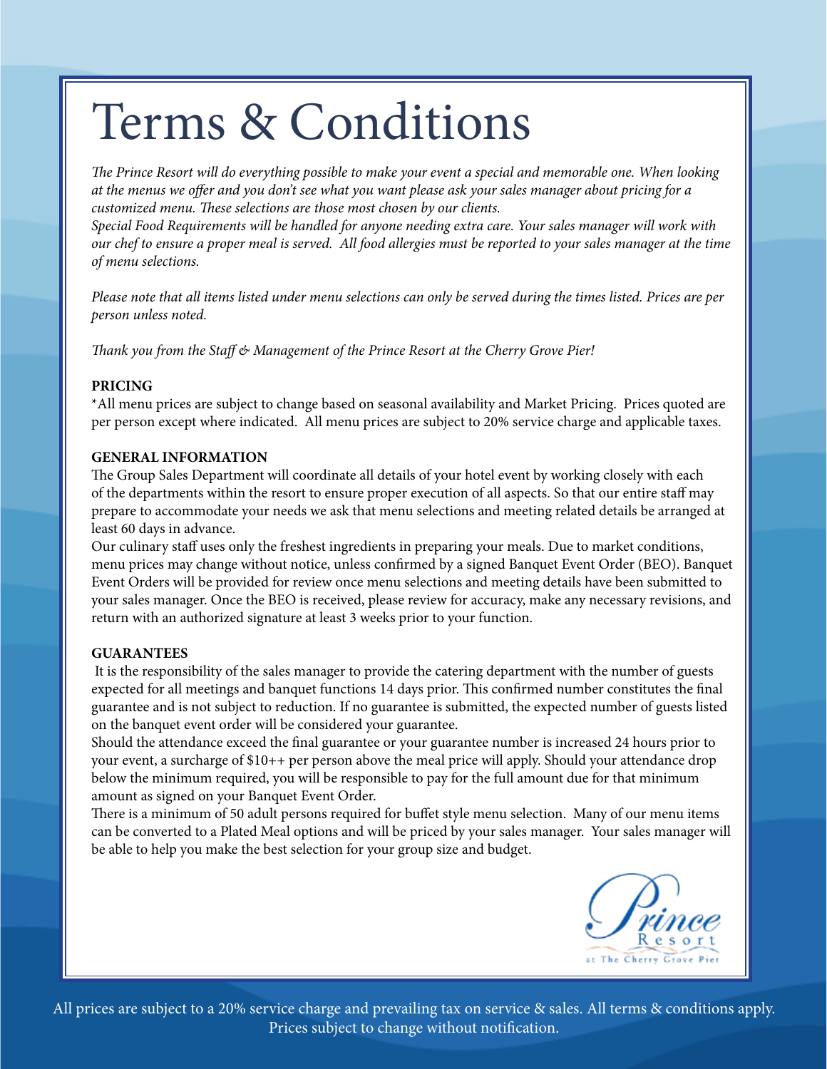# Terms & Conditions

*The Prince Resort will do everything possible to make your event a special and memorable one. When looking at the menus we offer and you don't see what you want please ask your sales manager about pricing for a customized menu. These selections are those most chosen by our clients.*
*Special Food Requirements will be handled for anyone needing extra care. Your sales manager will work with our chef to ensure a proper meal is served. All food allergies must be reported to your sales manager at the time of menu selections.*

*Please note that all items listed under menu selections can only be served during the times listed. Prices are per person unless noted.*

*Thank you from the Staff & Management of the Prince Resort at the Cherry Grove Pier!*

**PRICING**

*All menu prices are subject to change based on seasonal availability and Market Pricing. Prices quoted are per person except where indicated. All menu prices are subject to 20% service charge and applicable taxes.

**GENERAL INFORMATION**

The Group Sales Department will coordinate all details of your hotel event by working closely with each of the departments within the resort to ensure proper execution of all aspects. So that our entire staff may prepare to accommodate your needs we ask that menu selections and meeting related details be arranged at least 60 days in advance.

Our culinary staff uses only the freshest ingredients in preparing your meals. Due to market conditions, menu prices may change without notice, unless confirmed by a signed Banquet Event Order (BEO). Banquet Event Orders will be provided for review once menu selections and meeting details have been submitted to your sales manager. Once the BEO is received, please review for accuracy, make any necessary revisions, and return with an authorized signature at least 3 weeks prior to your function.

**GUARANTEES**

It is the responsibility of the sales manager to provide the catering department with the number of guests expected for all meetings and banquet functions 14 days prior. This confirmed number constitutes the final guarantee and is not subject to reduction. If no guarantee is submitted, the expected number of guests listed on the banquet event order will be considered your guarantee.

Should the attendance exceed the final guarantee or your guarantee number is increased 24 hours prior to your event, a surcharge of $10++ per person above the meal price will apply. Should your attendance drop below the minimum required, you will be responsible to pay for the full amount due for that minimum amount as signed on your Banquet Event Order.

There is a minimum of 50 adult persons required for buffet style menu selection. Many of our menu items can be converted to a Plated Meal options and will be priced by your sales manager. Your sales manager will be able to help you make the best selection for your group size and budget.

Prince Resort at The Cherry Grove Pier

All prices are subject to a 20% service charge and prevailing tax on service & sales. All terms & conditions apply. Prices subject to change without notification.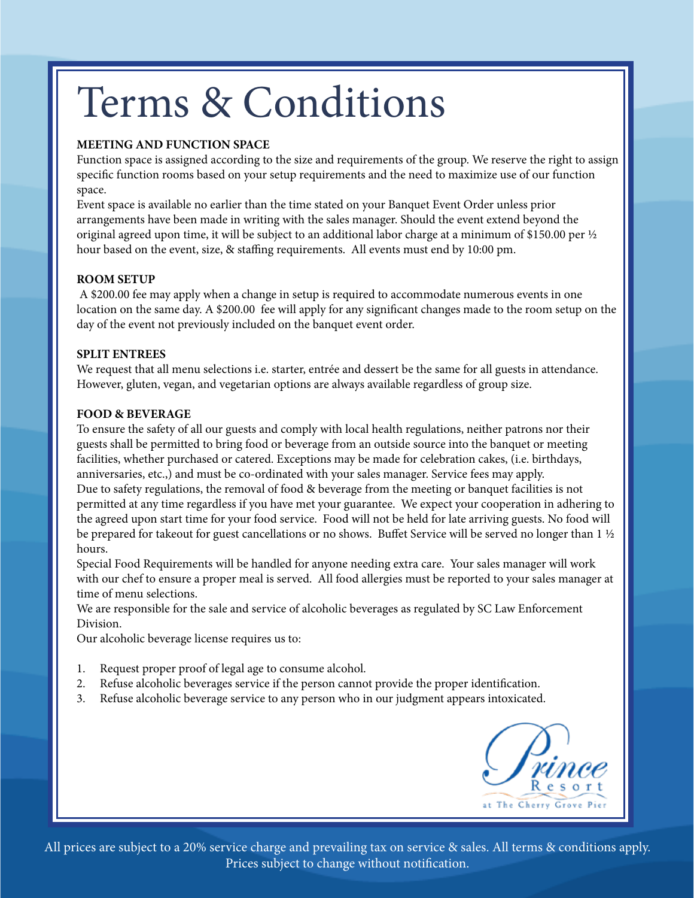# Terms & Conditions

**MEETING AND FUNCTION SPACE**

Function space is assigned according to the size and requirements of the group. We reserve the right to assign specific function rooms based on your setup requirements and the need to maximize use of our function space.

Event space is available no earlier than the time stated on your Banquet Event Order unless prior arrangements have been made in writing with the sales manager. Should the event extend beyond the original agreed upon time, it will be subject to an additional labor charge at a minimum of $150.00 per ½ hour based on the event, size, & staffing requirements. All events must end by 10:00 pm.

**ROOM SETUP**

A $200.00 fee may apply when a change in setup is required to accommodate numerous events in one location on the same day. A $200.00 fee will apply for any significant changes made to the room setup on the day of the event not previously included on the banquet event order.

**SPLIT ENTREES**

We request that all menu selections i.e. starter, entrée and dessert be the same for all guests in attendance. However, gluten, vegan, and vegetarian options are always available regardless of group size.

**FOOD & BEVERAGE**

To ensure the safety of all our guests and comply with local health regulations, neither patrons nor their guests shall be permitted to bring food or beverage from an outside source into the banquet or meeting facilities, whether purchased or catered. Exceptions may be made for celebration cakes, (i.e. birthdays, anniversaries, etc.,) and must be co-ordinated with your sales manager. Service fees may apply.

Due to safety regulations, the removal of food & beverage from the meeting or banquet facilities is not permitted at any time regardless if you have met your guarantee. We expect your cooperation in adhering to the agreed upon start time for your food service. Food will not be held for late arriving guests. No food will be prepared for takeout for guest cancellations or no shows. Buffet Service will be served no longer than 1 ½ hours.

Special Food Requirements will be handled for anyone needing extra care. Your sales manager will work with our chef to ensure a proper meal is served. All food allergies must be reported to your sales manager at time of menu selections.

We are responsible for the sale and service of alcoholic beverages as regulated by SC Law Enforcement Division.

Our alcoholic beverage license requires us to:

1. Request proper proof of legal age to consume alcohol.
2. Refuse alcoholic beverages service if the person cannot provide the proper identification.
3. Refuse alcoholic beverage service to any person who in our judgment appears intoxicated.

Prince Resort at The Cherry Grove Pier

All prices are subject to a 20% service charge and prevailing tax on service & sales. All terms & conditions apply. Prices subject to change without notification.